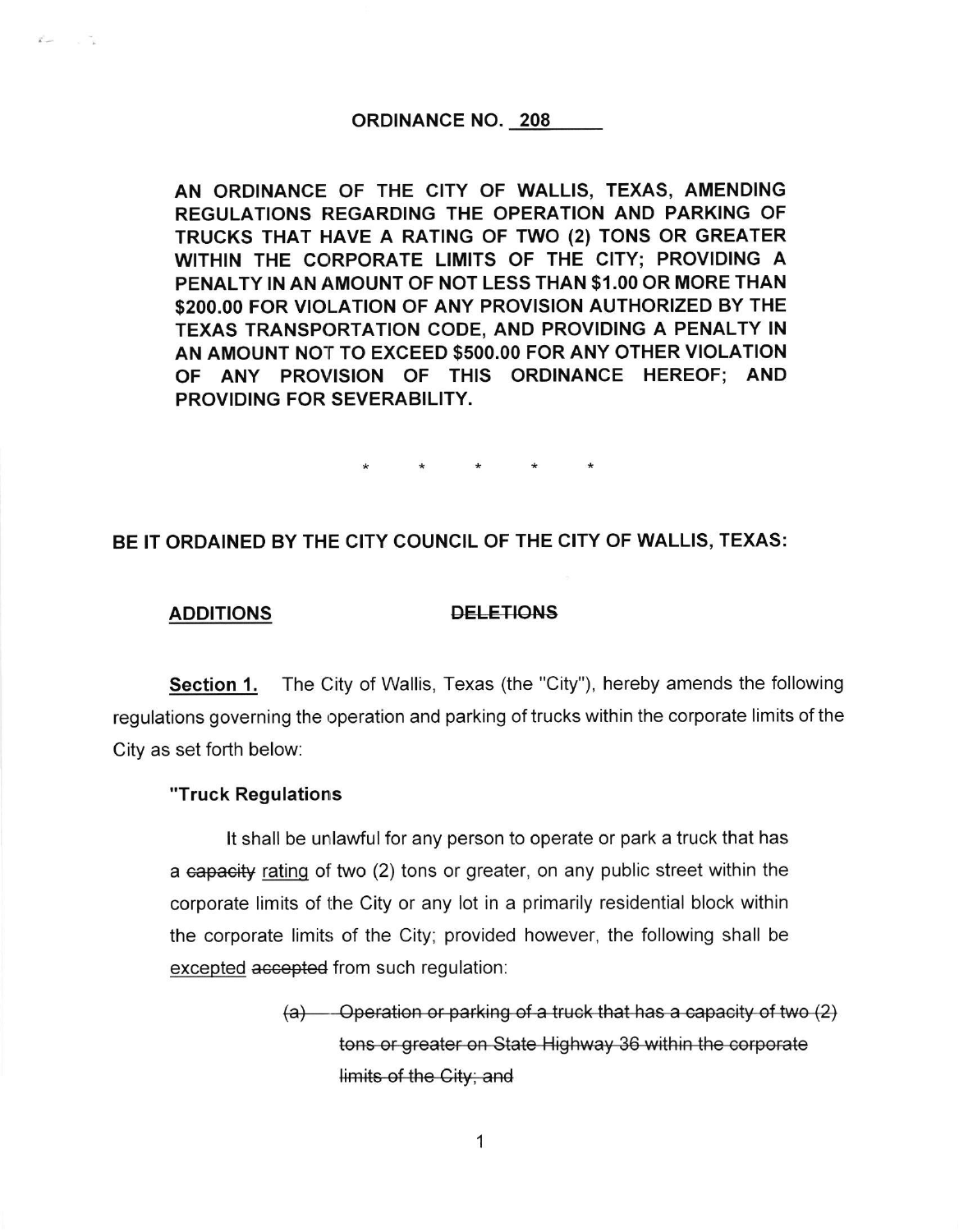**ORDINANCE NO. 208**

**AN ORDINANCE OF THE CITY OF WALLIS, TEXAS, AMENDING REGULATIONS REGARDING THE OPERATION AND PARKING OF TRUCKS THAT HAVE A RATING OF TWO (2) TONS OR GREATER WITHIN THE CORPORATE LIMITS OF THE CITY; PROVIDING A PENALTY IN AN AMOUNT OF NOT LESS THAN $1.00 OR MORE THAN $200.00 FOR VIOLATION OF ANY PROVISION AUTHORIZED BY THE TEXAS TRANSPORTATION CODE, AND PROVIDING A PENALTY IN AN AMOUNT NOT TO EXCEED $500.00 FOR ANY OTHER VIOLATION OF ANY PROVISION OF THIS ORDINANCE HEREOF; AND PROVIDING FOR SEVERABILITY.**

\* \* \* \* \*

**BE IT ORDAINED BY THE CITY COUNCIL OF THE CITY OF WALLIS, TEXAS:**

<u>**ADDITIONS**</u> ~~**DELETIONS**~~

<u>**Section 1.**</u> The City of Wallis, Texas (the "City"), hereby amends the following regulations governing the operation and parking of trucks within the corporate limits of the City as set forth below:

**"Truck Regulations**

It shall be unlawful for any person to operate or park a truck that has a ~~capacity~~ <u>rating</u> of two (2) tons or greater, on any public street within the corporate limits of the City or any lot in a primarily residential block within the corporate limits of the City; provided however, the following shall be <u>excepted</u> ~~accepted~~ from such regulation:

~~(a) Operation or parking of a truck that has a capacity of two (2) tons or greater on State Highway 36 within the corporate limits of the City; and~~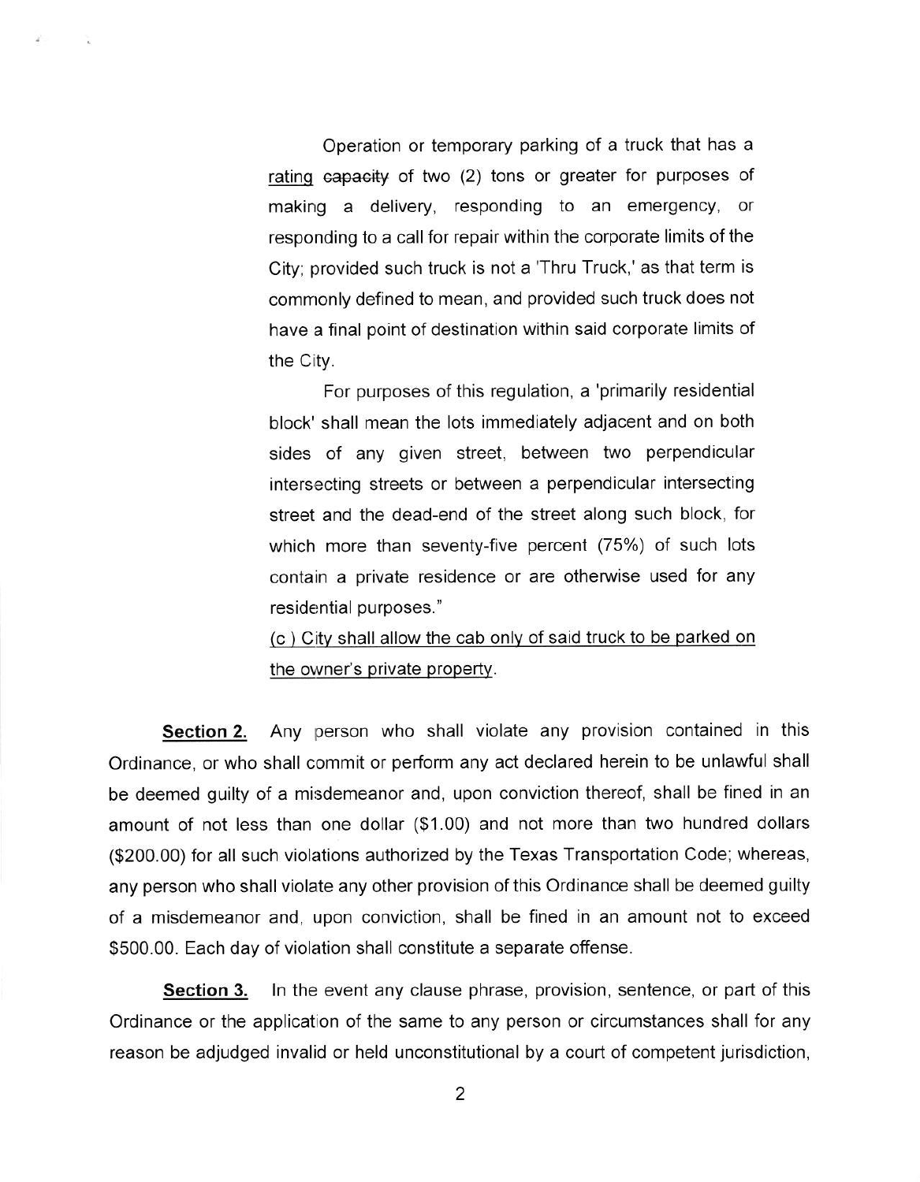Operation or temporary parking of a truck that has a <u>rating</u> ~~capacity~~ of two (2) tons or greater for purposes of making a delivery, responding to an emergency, or responding to a call for repair within the corporate limits of the City; provided such truck is not a 'Thru Truck,' as that term is commonly defined to mean, and provided such truck does not have a final point of destination within said corporate limits of the City.

For purposes of this regulation, a 'primarily residential block' shall mean the lots immediately adjacent and on both sides of any given street, between two perpendicular intersecting streets or between a perpendicular intersecting street and the dead-end of the street along such block, for which more than seventy-five percent (75%) of such lots contain a private residence or are otherwise used for any residential purposes."

<u>(c ) City shall allow the cab only of said truck to be parked on the owner's private property</u>.

**<u>Section 2.</u>** Any person who shall violate any provision contained in this Ordinance, or who shall commit or perform any act declared herein to be unlawful shall be deemed guilty of a misdemeanor and, upon conviction thereof, shall be fined in an amount of not less than one dollar ($1.00) and not more than two hundred dollars ($200.00) for all such violations authorized by the Texas Transportation Code; whereas, any person who shall violate any other provision of this Ordinance shall be deemed guilty of a misdemeanor and, upon conviction, shall be fined in an amount not to exceed $500.00. Each day of violation shall constitute a separate offense.

**<u>Section 3.</u>** In the event any clause phrase, provision, sentence, or part of this Ordinance or the application of the same to any person or circumstances shall for any reason be adjudged invalid or held unconstitutional by a court of competent jurisdiction,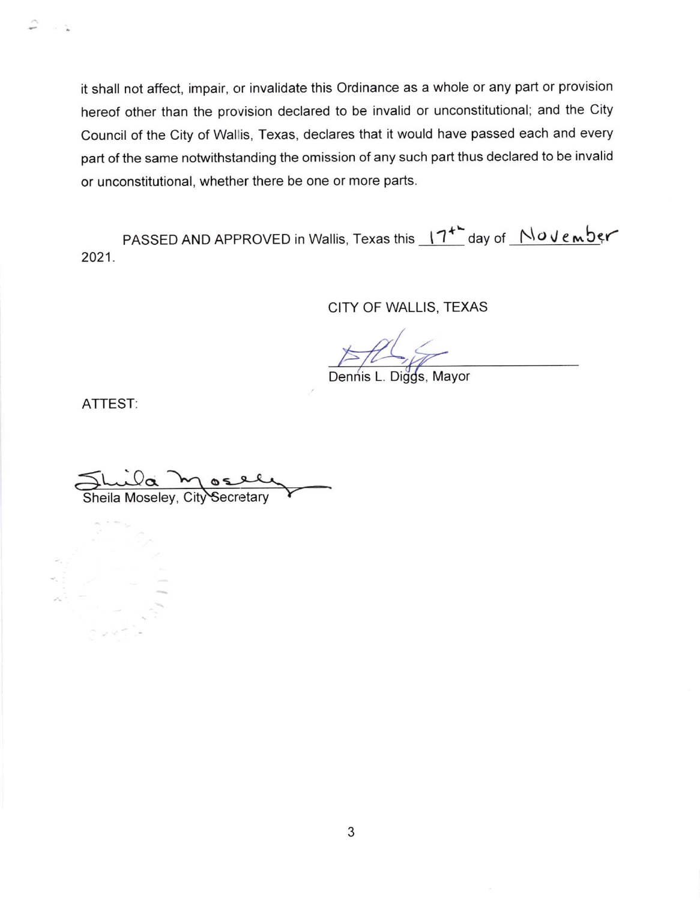it shall not affect, impair, or invalidate this Ordinance as a whole or any part or provision hereof other than the provision declared to be invalid or unconstitutional; and the City Council of the City of Wallis, Texas, declares that it would have passed each and every part of the same notwithstanding the omission of any such part thus declared to be invalid or unconstitutional, whether there be one or more parts.

PASSED AND APPROVED in Wallis, Texas this 17th day of November 2021.

CITY OF WALLIS, TEXAS

Dennis L. Diggs, Mayor

ATTEST:

Sheila Moseley, City Secretary